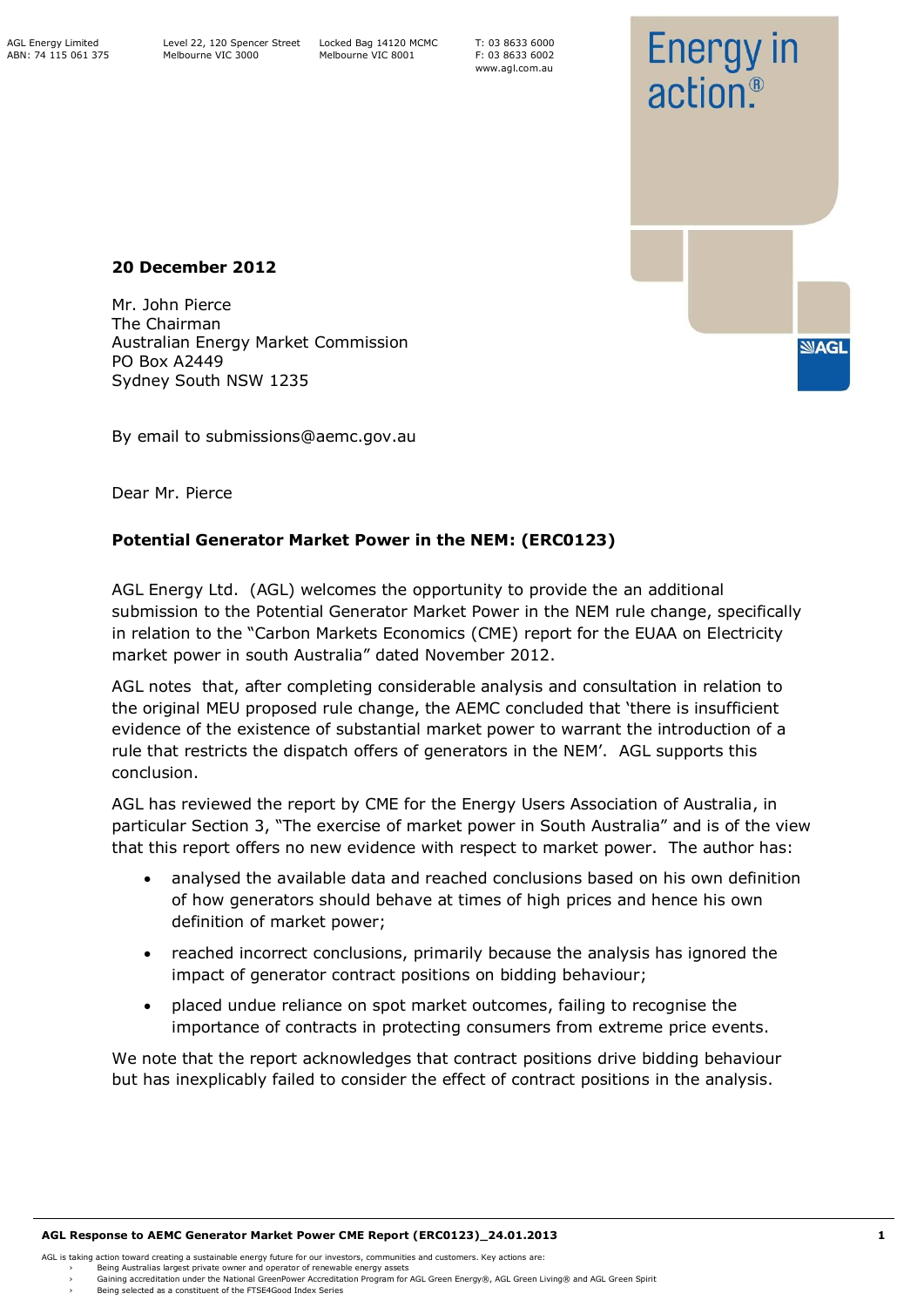AGL Energy Limited
ABN: 74 115 061 375

Level 22, 120 Spencer Street
Melbourne VIC 3000

Locked Bag 14120 MCMC
Melbourne VIC 8001

T: 03 8633 6000
F: 03 8633 6002
www.agl.com.au

Energy in action.®

**20 December 2012**

Mr. John Pierce
The Chairman
Australian Energy Market Commission
PO Box A2449
Sydney South NSW 1235

By email to submissions@aemc.gov.au

Dear Mr. Pierce

**Potential Generator Market Power in the NEM: (ERC0123)**

AGL Energy Ltd. (AGL) welcomes the opportunity to provide the an additional submission to the Potential Generator Market Power in the NEM rule change, specifically in relation to the "Carbon Markets Economics (CME) report for the EUAA on Electricity market power in south Australia" dated November 2012.

AGL notes that, after completing considerable analysis and consultation in relation to the original MEU proposed rule change, the AEMC concluded that 'there is insufficient evidence of the existence of substantial market power to warrant the introduction of a rule that restricts the dispatch offers of generators in the NEM'. AGL supports this conclusion.

AGL has reviewed the report by CME for the Energy Users Association of Australia, in particular Section 3, "The exercise of market power in South Australia" and is of the view that this report offers no new evidence with respect to market power. The author has:

- analysed the available data and reached conclusions based on his own definition of how generators should behave at times of high prices and hence his own definition of market power;
- reached incorrect conclusions, primarily because the analysis has ignored the impact of generator contract positions on bidding behaviour;
- placed undue reliance on spot market outcomes, failing to recognise the importance of contracts in protecting consumers from extreme price events.

We note that the report acknowledges that contract positions drive bidding behaviour but has inexplicably failed to consider the effect of contract positions in the analysis.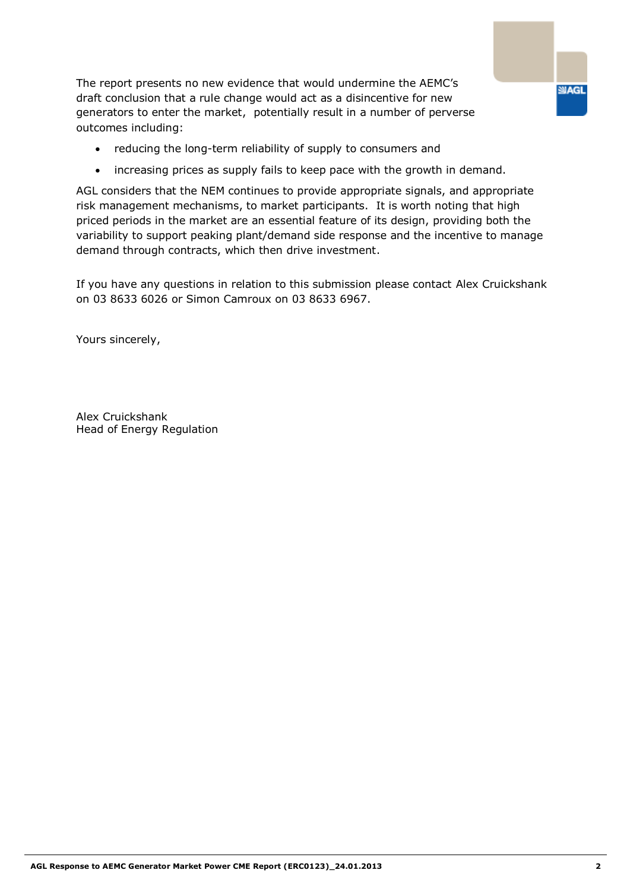The report presents no new evidence that would undermine the AEMC's draft conclusion that a rule change would act as a disincentive for new generators to enter the market, potentially result in a number of perverse outcomes including:

- reducing the long-term reliability of supply to consumers and
- increasing prices as supply fails to keep pace with the growth in demand.

AGL considers that the NEM continues to provide appropriate signals, and appropriate risk management mechanisms, to market participants. It is worth noting that high priced periods in the market are an essential feature of its design, providing both the variability to support peaking plant/demand side response and the incentive to manage demand through contracts, which then drive investment.

If you have any questions in relation to this submission please contact Alex Cruickshank on 03 8633 6026 or Simon Camroux on 03 8633 6967.

Yours sincerely,

Alex Cruickshank
Head of Energy Regulation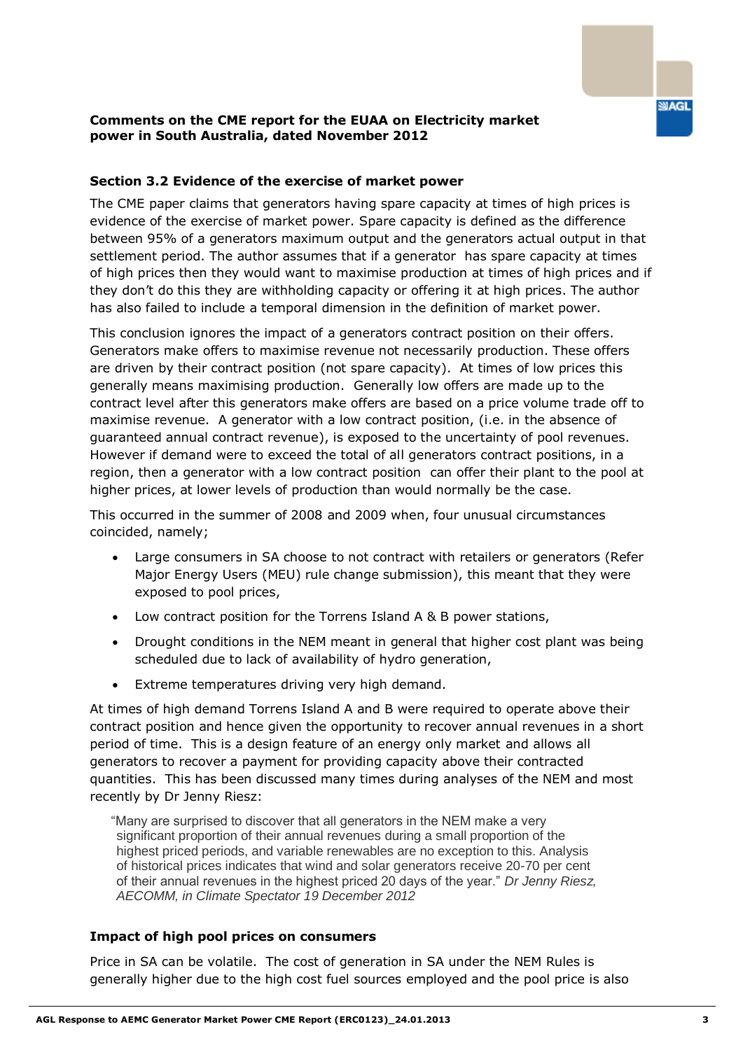**Comments on the CME report for the EUAA on Electricity market power in South Australia, dated November 2012**

### Section 3.2 Evidence of the exercise of market power

The CME paper claims that generators having spare capacity at times of high prices is evidence of the exercise of market power. Spare capacity is defined as the difference between 95% of a generators maximum output and the generators actual output in that settlement period. The author assumes that if a generator has spare capacity at times of high prices then they would want to maximise production at times of high prices and if they don't do this they are withholding capacity or offering it at high prices. The author has also failed to include a temporal dimension in the definition of market power.

This conclusion ignores the impact of a generators contract position on their offers. Generators make offers to maximise revenue not necessarily production. These offers are driven by their contract position (not spare capacity). At times of low prices this generally means maximising production. Generally low offers are made up to the contract level after this generators make offers are based on a price volume trade off to maximise revenue. A generator with a low contract position, (i.e. in the absence of guaranteed annual contract revenue), is exposed to the uncertainty of pool revenues. However if demand were to exceed the total of all generators contract positions, in a region, then a generator with a low contract position can offer their plant to the pool at higher prices, at lower levels of production than would normally be the case.

This occurred in the summer of 2008 and 2009 when, four unusual circumstances coincided, namely;

- Large consumers in SA choose to not contract with retailers or generators (Refer Major Energy Users (MEU) rule change submission), this meant that they were exposed to pool prices,
- Low contract position for the Torrens Island A & B power stations,
- Drought conditions in the NEM meant in general that higher cost plant was being scheduled due to lack of availability of hydro generation,
- Extreme temperatures driving very high demand.

At times of high demand Torrens Island A and B were required to operate above their contract position and hence given the opportunity to recover annual revenues in a short period of time. This is a design feature of an energy only market and allows all generators to recover a payment for providing capacity above their contracted quantities. This has been discussed many times during analyses of the NEM and most recently by Dr Jenny Riesz:

> "Many are surprised to discover that all generators in the NEM make a very significant proportion of their annual revenues during a small proportion of the highest priced periods, and variable renewables are no exception to this. Analysis of historical prices indicates that wind and solar generators receive 20-70 per cent of their annual revenues in the highest priced 20 days of the year." *Dr Jenny Riesz, AECOMM, in Climate Spectator 19 December 2012*

### Impact of high pool prices on consumers

Price in SA can be volatile. The cost of generation in SA under the NEM Rules is generally higher due to the high cost fuel sources employed and the pool price is also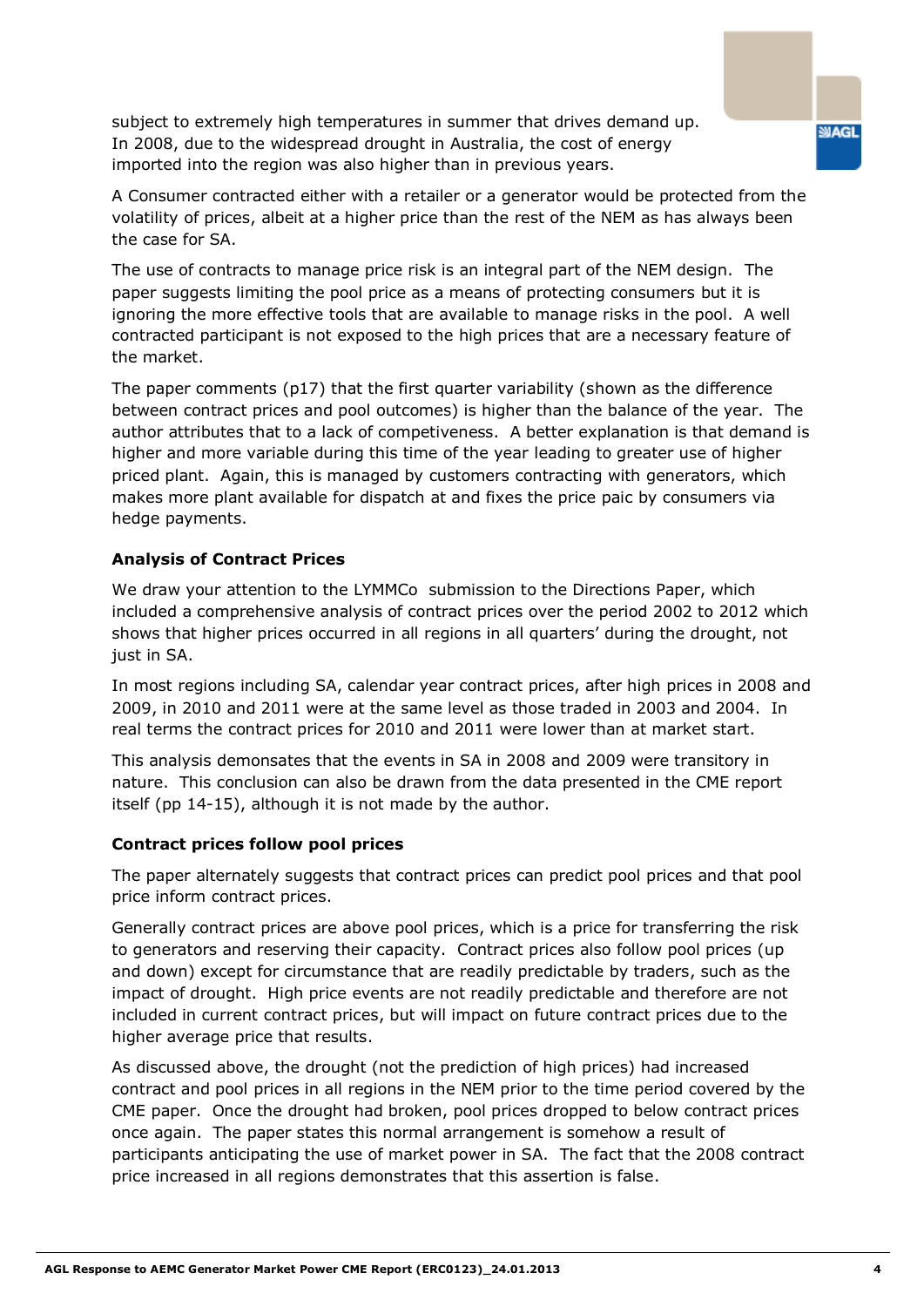subject to extremely high temperatures in summer that drives demand up. In 2008, due to the widespread drought in Australia, the cost of energy imported into the region was also higher than in previous years.

A Consumer contracted either with a retailer or a generator would be protected from the volatility of prices, albeit at a higher price than the rest of the NEM as has always been the case for SA.

The use of contracts to manage price risk is an integral part of the NEM design. The paper suggests limiting the pool price as a means of protecting consumers but it is ignoring the more effective tools that are available to manage risks in the pool. A well contracted participant is not exposed to the high prices that are a necessary feature of the market.

The paper comments (p17) that the first quarter variability (shown as the difference between contract prices and pool outcomes) is higher than the balance of the year. The author attributes that to a lack of competiveness. A better explanation is that demand is higher and more variable during this time of the year leading to greater use of higher priced plant. Again, this is managed by customers contracting with generators, which makes more plant available for dispatch at and fixes the price paic by consumers via hedge payments.

**Analysis of Contract Prices**

We draw your attention to the LYMMCo submission to the Directions Paper, which included a comprehensive analysis of contract prices over the period 2002 to 2012 which shows that higher prices occurred in all regions in all quarters' during the drought, not just in SA.

In most regions including SA, calendar year contract prices, after high prices in 2008 and 2009, in 2010 and 2011 were at the same level as those traded in 2003 and 2004. In real terms the contract prices for 2010 and 2011 were lower than at market start.

This analysis demonsates that the events in SA in 2008 and 2009 were transitory in nature. This conclusion can also be drawn from the data presented in the CME report itself (pp 14-15), although it is not made by the author.

**Contract prices follow pool prices**

The paper alternately suggests that contract prices can predict pool prices and that pool price inform contract prices.

Generally contract prices are above pool prices, which is a price for transferring the risk to generators and reserving their capacity. Contract prices also follow pool prices (up and down) except for circumstance that are readily predictable by traders, such as the impact of drought. High price events are not readily predictable and therefore are not included in current contract prices, but will impact on future contract prices due to the higher average price that results.

As discussed above, the drought (not the prediction of high prices) had increased contract and pool prices in all regions in the NEM prior to the time period covered by the CME paper. Once the drought had broken, pool prices dropped to below contract prices once again. The paper states this normal arrangement is somehow a result of participants anticipating the use of market power in SA. The fact that the 2008 contract price increased in all regions demonstrates that this assertion is false.